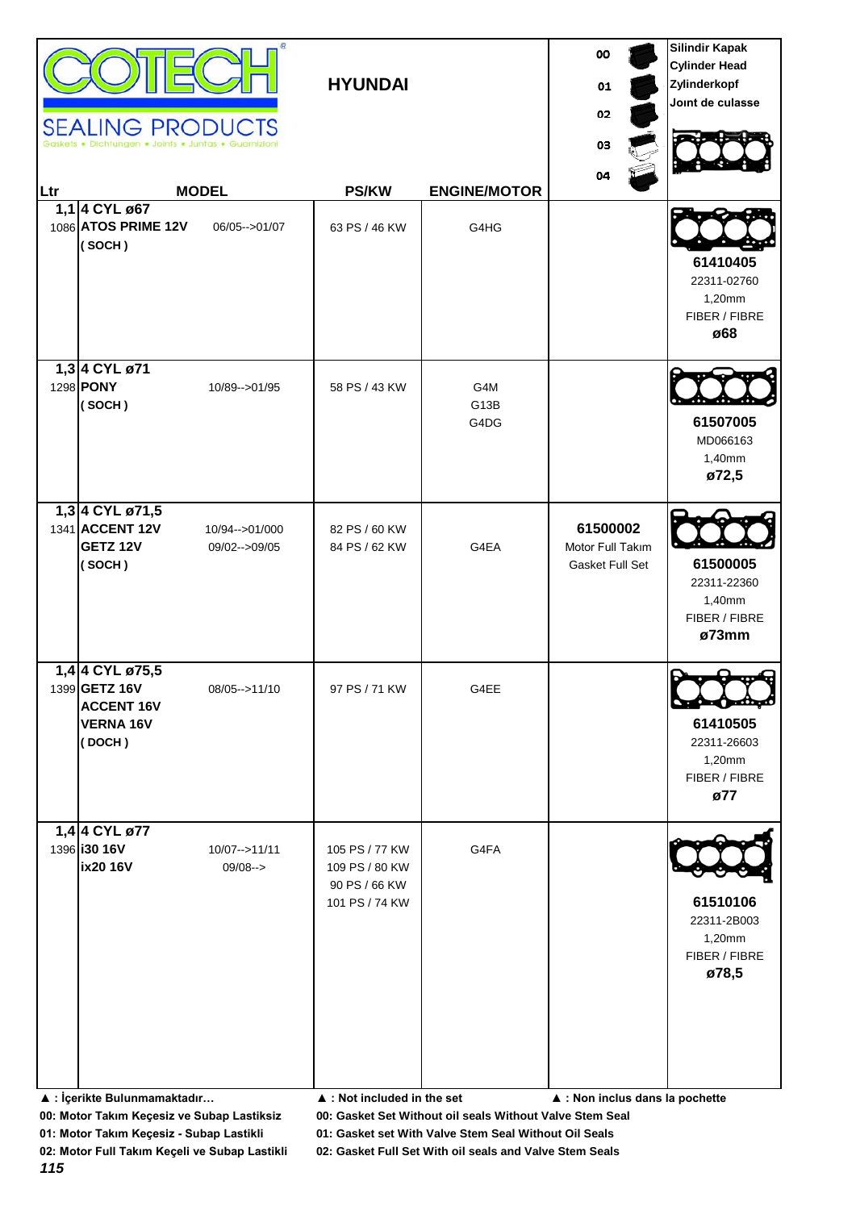# COTECH SEALING PRODUCTS

Gaskets • Dichtungen • Joints • Juntas • Guarnizioni

## HYUNDAI

00 / 01 / 02 / 03 / 04

**Silindir Kapak**
**Cylinder Head**
**Zylinderkopf**
**Joınt de culasse**

| Ltr | MODEL | | PS/KW | ENGINE/MOTOR | | |
|---|---|---|---|---|---|---|
| **1,1** 1086 | **4 CYL ø67**<br>**ATOS PRIME 12V**<br>**( SOCH )** | 06/05-->01/07 | 63 PS / 46 KW | G4HG | | **61410405**<br>22311-02760<br>1,20mm<br>FIBER / FIBRE<br>**ø68** |
| **1,3** 1298 | **4 CYL ø71**<br>**PONY**<br>**( SOCH )** | 10/89-->01/95 | 58 PS / 43 KW | G4M<br>G13B<br>G4DG | | **61507005**<br>MD066163<br>1,40mm<br>**ø72,5** |
| **1,3** 1341 | **4 CYL ø71,5**<br>**ACCENT 12V**<br>**GETZ 12V**<br>**( SOCH )** | 10/94-->01/000<br>09/02-->09/05 | 82 PS / 60 KW<br>84 PS / 62 KW | G4EA | **61500002**<br>Motor Full Takım<br>Gasket Full Set | **61500005**<br>22311-22360<br>1,40mm<br>FIBER / FIBRE<br>**ø73mm** |
| **1,4** 1399 | **4 CYL ø75,5**<br>**GETZ 16V**<br>**ACCENT 16V**<br>**VERNA 16V**<br>**( DOCH )** | 08/05-->11/10 | 97 PS / 71 KW | G4EE | | **61410505**<br>22311-26603<br>1,20mm<br>FIBER / FIBRE<br>**ø77** |
| **1,4** 1396 | **4 CYL ø77**<br>**i30 16V**<br>**ix20 16V** | 10/07-->11/11<br>09/08--> | 105 PS / 77 KW<br>109 PS / 80 KW<br>90 PS / 66 KW<br>101 PS / 74 KW | G4FA | | **61510106**<br>22311-2B003<br>1,20mm<br>FIBER / FIBRE<br>**ø78,5** |

**▲ : İçerikte Bulunmamaktadır…** **▲ : Not included in the set** **▲ : Non inclus dans la pochette**

**00: Motor Takım Keçesiz ve Subap Lastiksiz** **00: Gasket Set Without oil seals Without Valve Stem Seal**

**01: Motor Takım Keçesiz - Subap Lastikli** **01: Gasket set With Valve Stem Seal Without Oil Seals**

**02: Motor Full Takım Keçeli ve Subap Lastikli** **02: Gasket Full Set With oil seals and Valve Stem Seals**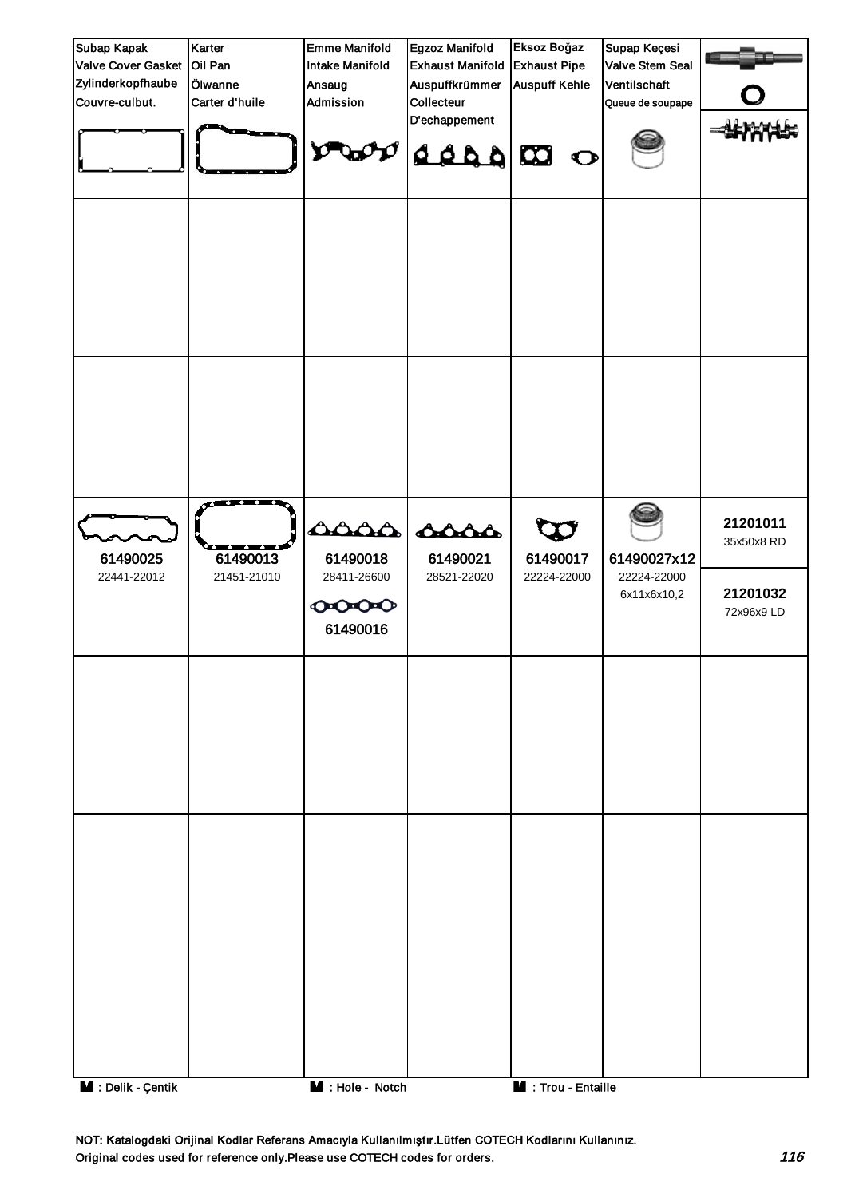| Subap Kapak<br>Valve Cover Gasket<br>Zylinderkopfhaube<br>Couvre-culbut. | Karter<br>Oil Pan<br>Ölwanne<br>Carter d'huile | Emme Manifold<br>Intake Manifold<br>Ansaug<br>Admission | Egzoz Manifold<br>Exhaust Manifold<br>Auspuffkrümmer<br>Collecteur<br>D'echappement | Eksoz Boğaz<br>Exhaust Pipe<br>Auspuff Kehle | Supap Keçesi<br>Valve Stem Seal<br>Ventilschaft<br>Queue de soupape | |
|---|---|---|---|---|---|---|
| | | | | | | |
| | | | | | | |
| **61490025**<br>22441-22012 | **61490013**<br>21451-21010 | **61490018**<br>28411-26600<br>**61490016** | **61490021**<br>28521-22020 | **61490017**<br>22224-22000 | **61490027x12**<br>22224-22000<br>6x11x6x10,2 | **21201011**<br>35x50x8 RD<br>**21201032**<br>72x96x9 LD |
| | | | | | | |
| | | | | | | |

**M** : Delik - Çentik **M** : Hole - Notch **M** : Trou - Entaille

NOT: Katalogdaki Orijinal Kodlar Referans Amacıyla Kullanılmıştır.Lütfen COTECH Kodlarını Kullanınız.
Original codes used for reference only.Please use COTECH codes for orders.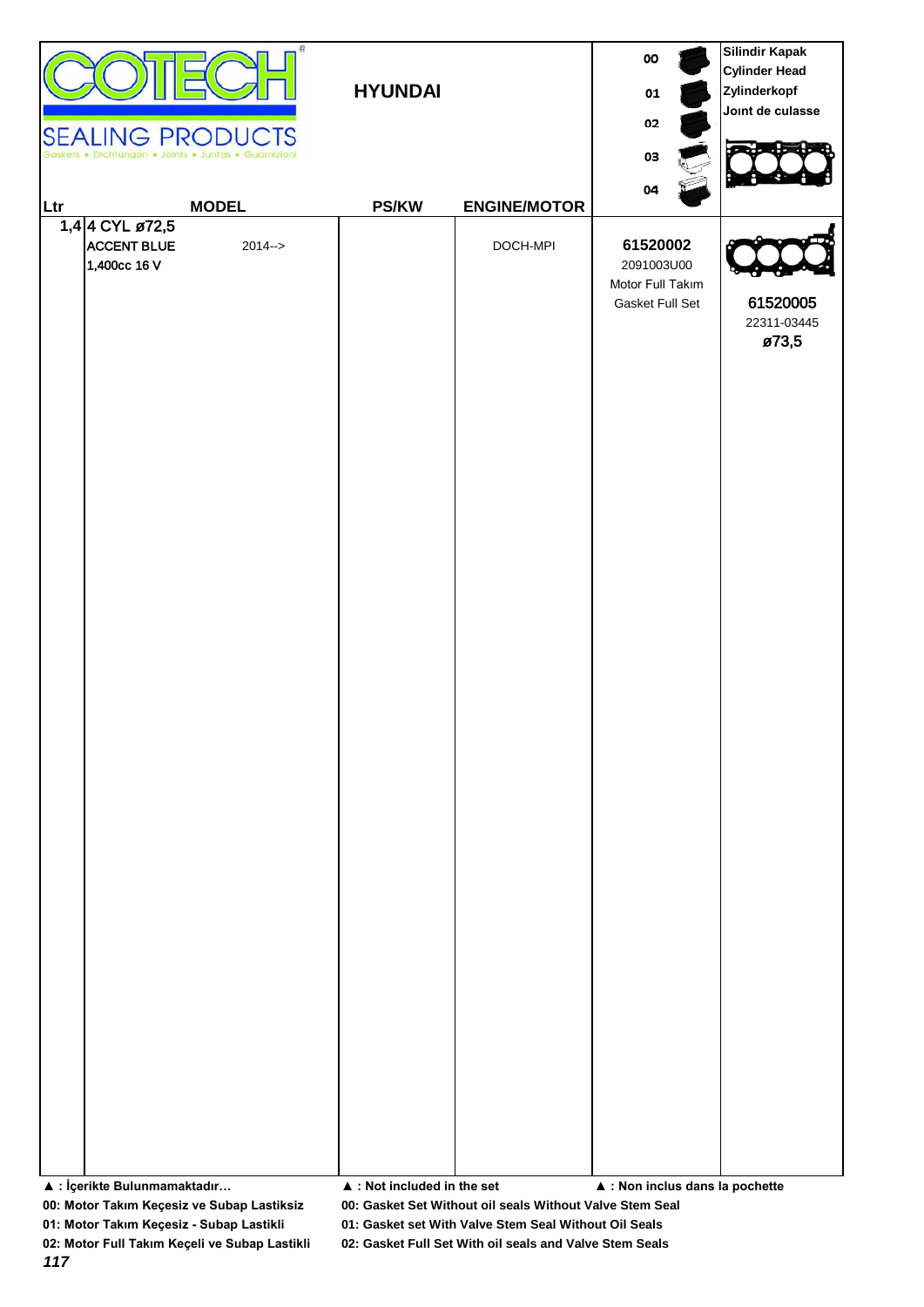**COTECH**

**SEALING PRODUCTS**

Gaskets • Dichtungen • Joints • Juntas • Guarnizioni

| Ltr | MODEL | | PS/KW | ENGINE/MOTOR | 00<br>01<br>02<br>03<br>04 | Silindir Kapak<br>Cylinder Head<br>Zylinderkopf<br>Joınt de culasse |
|---|---|---|---|---|---|---|
| 1,4 | 4 CYL ø72,5 | | | | | |
| | ACCENT BLUE<br>1,400cc 16 V | 2014--> | | DOCH-MPI | **61520002**<br>2091003U00<br>Motor Full Takım<br>Gasket Full Set | **61520005**<br>22311-03445<br>**ø73,5** |

HYUNDAI

**▲ : İçerikte Bulunmamaktadır…** **▲ : Not included in the set** **▲ : Non inclus dans la pochette**

**00: Motor Takım Keçesiz ve Subap Lastiksiz** **00: Gasket Set Without oil seals Without Valve Stem Seal**

**01: Motor Takım Keçesiz - Subap Lastikli** **01: Gasket set With Valve Stem Seal Without Oil Seals**

**02: Motor Full Takım Keçeli ve Subap Lastikli** **02: Gasket Full Set With oil seals and Valve Stem Seals**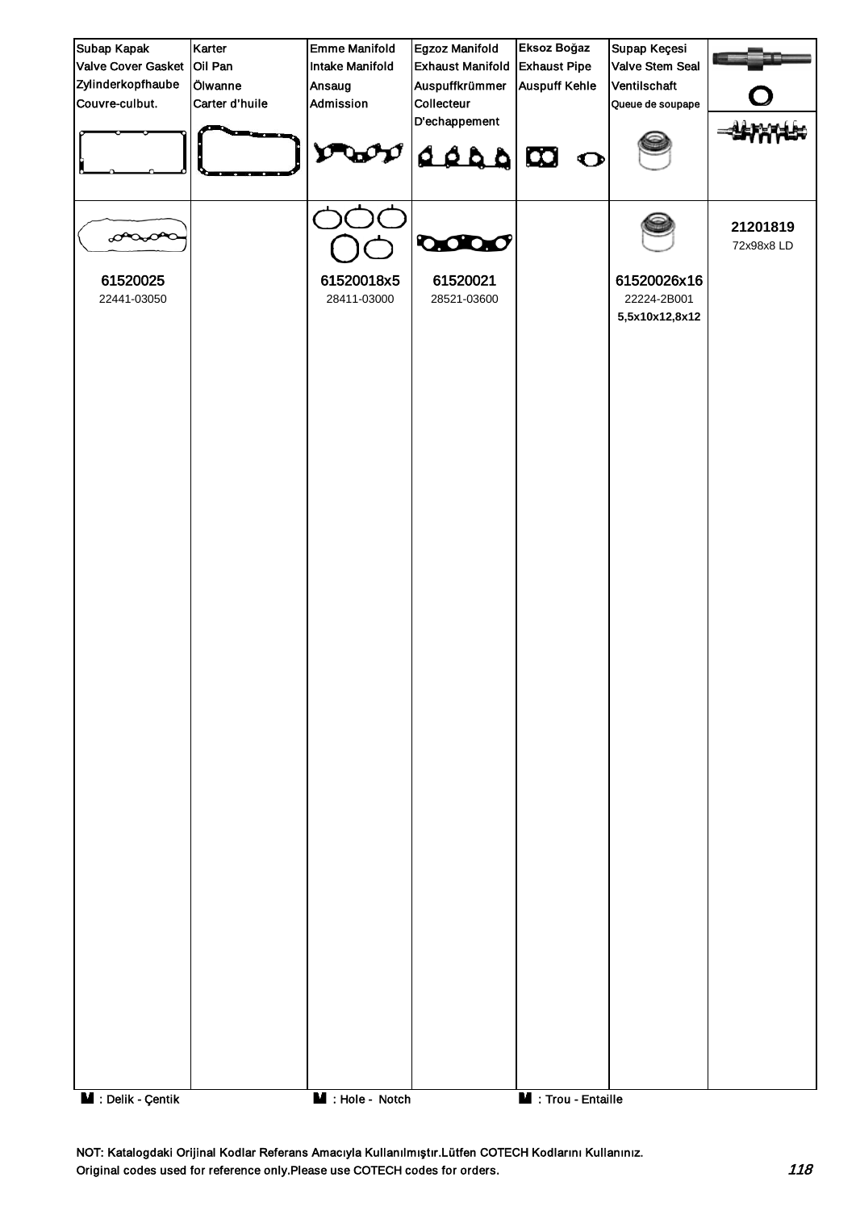| Subap Kapak<br>Valve Cover Gasket<br>Zylinderkopfhaube<br>Couvre-culbut. | Karter<br>Oil Pan<br>Ölwanne<br>Carter d'huile | Emme Manifold<br>Intake Manifold<br>Ansaug<br>Admission | Egzoz Manifold<br>Exhaust Manifold<br>Auspuffkrümmer<br>Collecteur<br>D'echappement | Eksoz Boğaz<br>Exhaust Pipe<br>Auspuff Kehle | Supap Keçesi<br>Valve Stem Seal<br>Ventilschaft<br>Queue de soupape | |
|---|---|---|---|---|---|---|
| **61520025**<br>22441-03050 | | **61520018x5**<br>28411-03000 | **61520021**<br>28521-03600 | | **61520026x16**<br>22224-2B001<br>**5,5x10x12,8x12** | **21201819**<br>72x98x8 LD |

: Delik - Çentik    : Hole - Notch    : Trou - Entaille

NOT: Katalogdaki Orijinal Kodlar Referans Amacıyla Kullanılmıştır.Lütfen COTECH Kodlarını Kullanınız.
Original codes used for reference only.Please use COTECH codes for orders.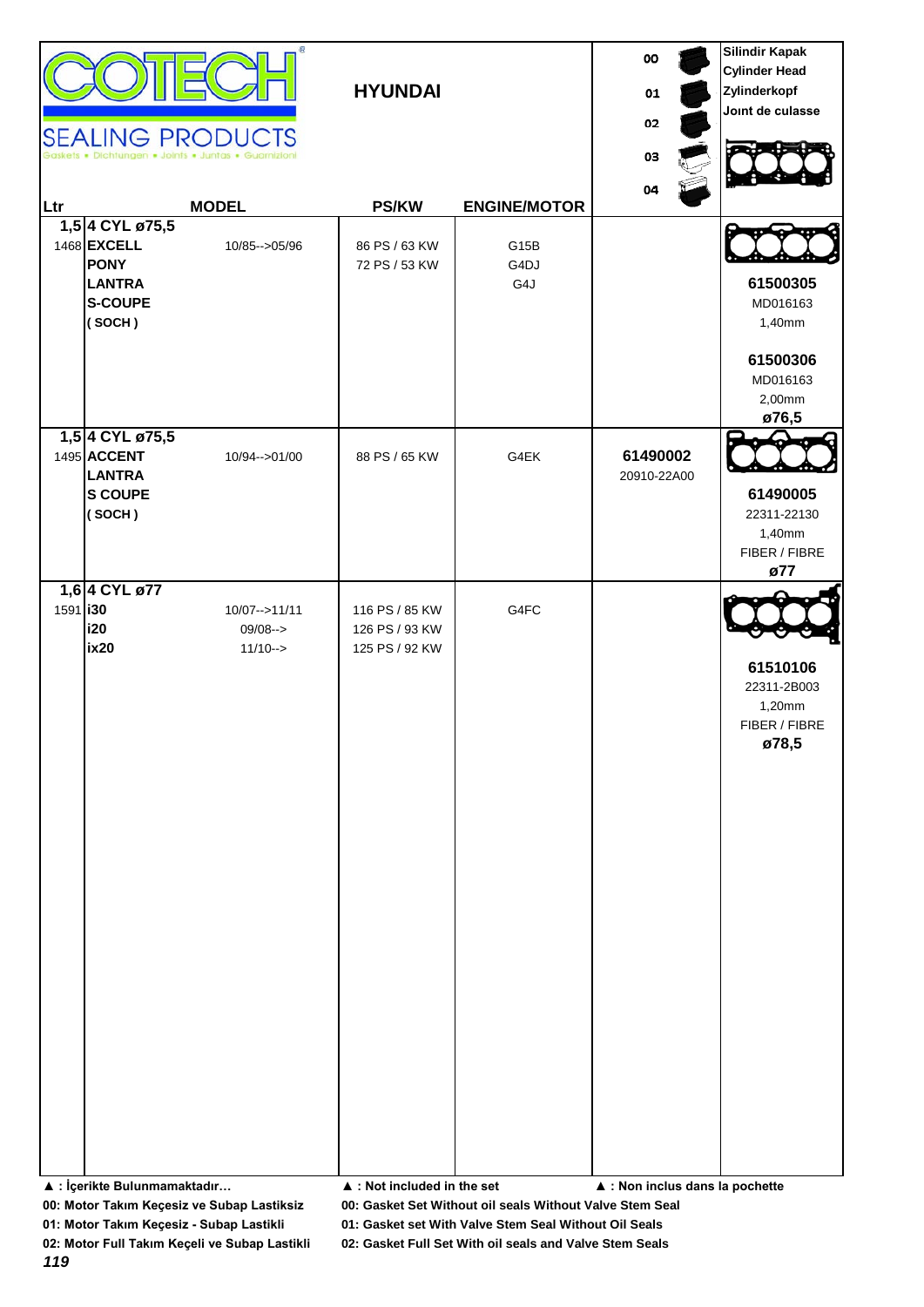**COTECH** SEALING PRODUCTS
Gaskets • Dichtungen • Joints • Juntas • Guarnizioni

# HYUNDAI

| Ltr | MODEL | | PS/KW | ENGINE/MOTOR | 00 01 02 03 04 | Silindir Kapak Cylinder Head Zylinderkopf Joınt de culasse |
|---|---|---|---|---|---|---|
| 1,5 | **4 CYL ø75,5** | | | | | |
| 1468 | **EXCELL** | 10/85-->05/96 | 86 PS / 63 KW | G15B | | |
| | **PONY** | | 72 PS / 53 KW | G4DJ | | |
| | **LANTRA** | | | G4J | | **61500305** |
| | **S-COUPE** | | | | | MD016163 |
| | **( SOCH )** | | | | | 1,40mm |
| | | | | | | **61500306** |
| | | | | | | MD016163 |
| | | | | | | 2,00mm |
| | | | | | | **ø76,5** |
| 1,5 | **4 CYL ø75,5** | | | | | |
| 1495 | **ACCENT** | 10/94-->01/00 | 88 PS / 65 KW | G4EK | **61490002** | |
| | **LANTRA** | | | | 20910-22A00 | |
| | **S COUPE** | | | | | **61490005** |
| | **( SOCH )** | | | | | 22311-22130 |
| | | | | | | 1,40mm |
| | | | | | | FIBER / FIBRE |
| | | | | | | **ø77** |
| 1,6 | **4 CYL ø77** | | | | | |
| 1591 | **i30** | 10/07-->11/11 | 116 PS / 85 KW | G4FC | | |
| | **i20** | 09/08--> | 126 PS / 93 KW | | | |
| | **ix20** | 11/10--> | 125 PS / 92 KW | | | **61510106** |
| | | | | | | 22311-2B003 |
| | | | | | | 1,20mm |
| | | | | | | FIBER / FIBRE |
| | | | | | | **ø78,5** |

▲ : İçerikte Bulunmamaktadır… ▲ : Not included in the set ▲ : Non inclus dans la pochette

**00: Motor Takım Keçesiz ve Subap Lastiksiz** — **00: Gasket Set Without oil seals Without Valve Stem Seal**

**01: Motor Takım Keçesiz - Subap Lastikli** — **01: Gasket set With Valve Stem Seal Without Oil Seals**

**02: Motor Full Takım Keçeli ve Subap Lastikli** — **02: Gasket Full Set With oil seals and Valve Stem Seals**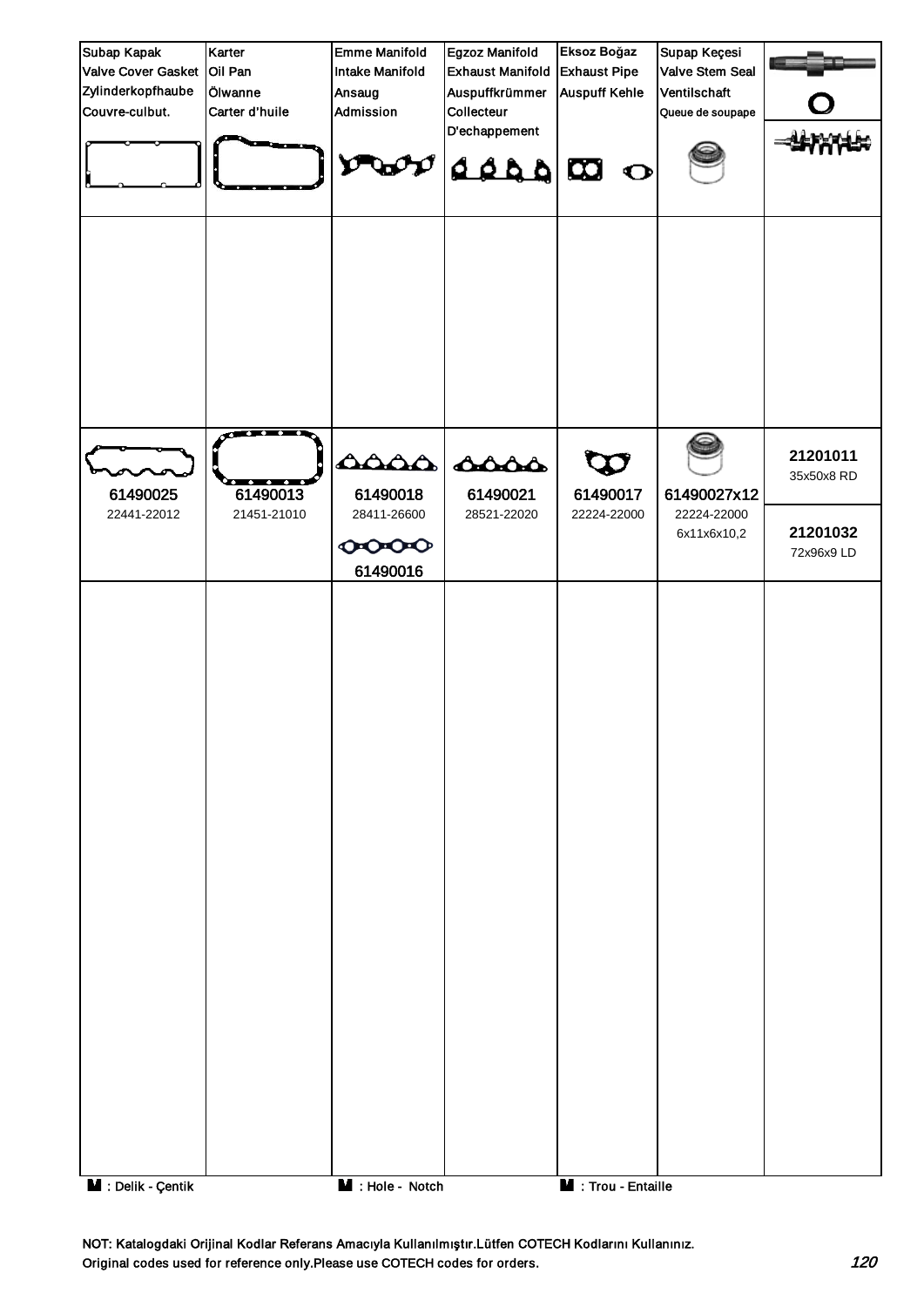| Subap Kapak<br>Valve Cover Gasket<br>Zylinderkopfhaube<br>Couvre-culbut. | Karter<br>Oil Pan<br>Ölwanne<br>Carter d'huile | Emme Manifold<br>Intake Manifold<br>Ansaug<br>Admission | Egzoz Manifold<br>Exhaust Manifold<br>Auspuffkrümmer<br>Collecteur<br>D'echappement | Eksoz Boğaz<br>Exhaust Pipe<br>Auspuff Kehle | Supap Keçesi<br>Valve Stem Seal<br>Ventilschaft<br>Queue de soupape | |
|---|---|---|---|---|---|---|
| | | | | | | |
| **61490025**<br>22441-22012 | **61490013**<br>21451-21010 | **61490018**<br>28411-26600<br><br>**61490016** | **61490021**<br>28521-22020 | **61490017**<br>22224-22000 | **61490027x12**<br>22224-22000<br>6x11x6x10,2 | **21201011**<br>35x50x8 RD<br><br>**21201032**<br>72x96x9 LD |
| | | | | | | |

■ : Delik - Çentik ■ : Hole - Notch ■ : Trou - Entaille

NOT: Katalogdaki Orijinal Kodlar Referans Amacıyla Kullanılmıştır.Lütfen COTECH Kodlarını Kullanınız.
Original codes used for reference only.Please use COTECH codes for orders.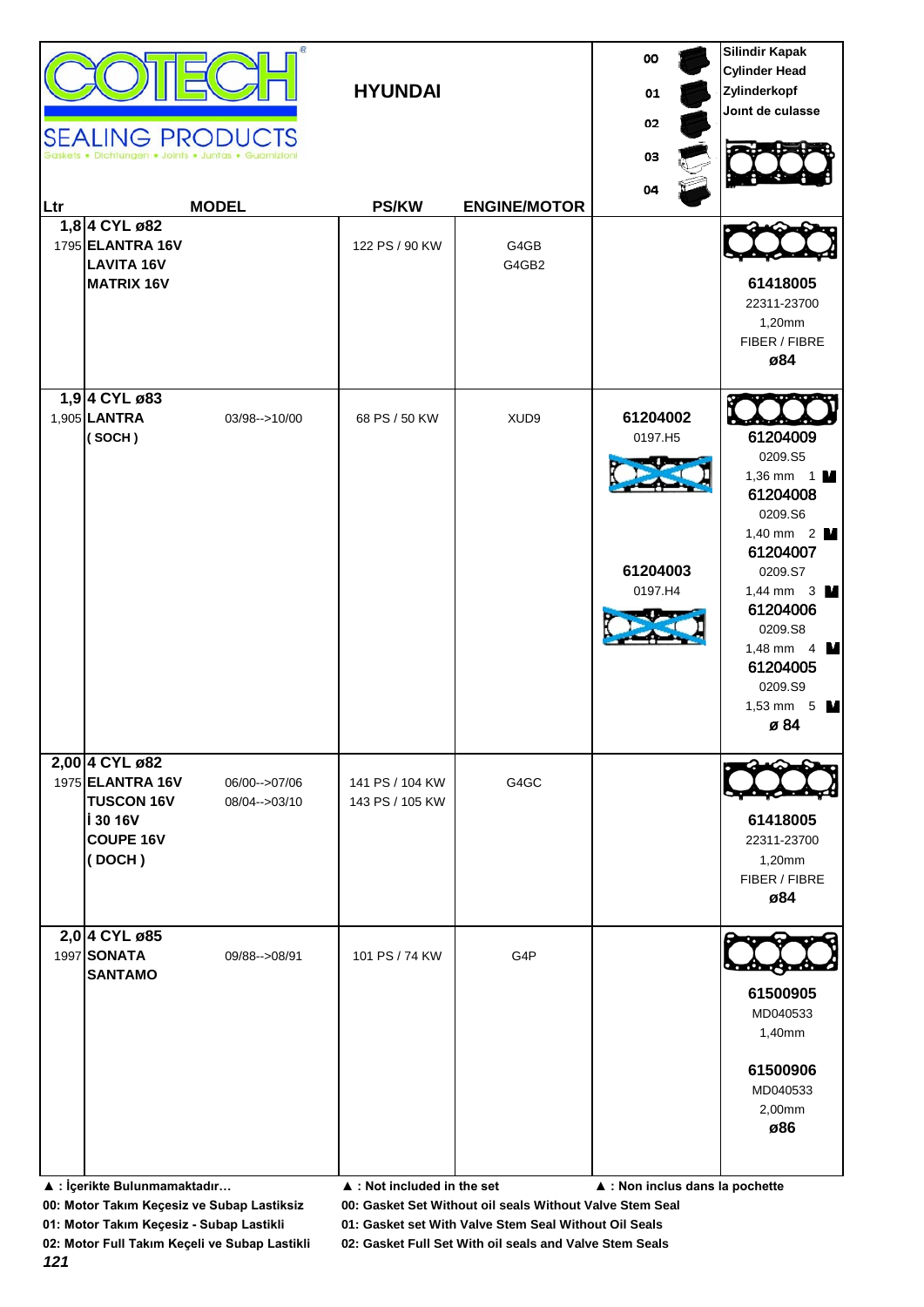# COTECH SEALING PRODUCTS

Gaskets • Dichtungen • Joints • Juntas • Guarnizioni

## HYUNDAI

00 / 01 / 02 / 03 / 04

**Silindir Kapak / Cylinder Head / Zylinderkopf / Joınt de culasse**

| Ltr | MODEL | | PS/KW | ENGINE/MOTOR | 00 / 01 / 02 / 03 / 04 | Silindir Kapak / Cylinder Head / Zylinderkopf / Joınt de culasse |
|---|---|---|---|---|---|---|
| **1,8** 1795 | **4 CYL ø82** **ELANTRA 16V** **LAVITA 16V** **MATRIX 16V** | | 122 PS / 90 KW | G4GB G4GB2 | | **61418005** 22311-23700 1,20mm FIBER / FIBRE **ø84** |
| **1,9** 1,905 | **4 CYL ø83** **LANTRA** **( SOCH )** | 03/98-->10/00 | 68 PS / 50 KW | XUD9 | **61204002** 0197.H5 **61204003** 0197.H4 | **61204009** 0209.S5 1,36 mm 1 **61204008** 0209.S6 1,40 mm 2 **61204007** 0209.S7 1,44 mm 3 **61204006** 0209.S8 1,48 mm 4 **61204005** 0209.S9 1,53 mm 5 **ø 84** |
| **2,00** 1975 | **4 CYL ø82** **ELANTRA 16V** **TUSCON 16V** **İ 30 16V** **COUPE 16V** **( DOCH )** | 06/00-->07/06 08/04-->03/10 | 141 PS / 104 KW 143 PS / 105 KW | G4GC | | **61418005** 22311-23700 1,20mm FIBER / FIBRE **ø84** |
| **2,0** 1997 | **4 CYL ø85** **SONATA** **SANTAMO** | 09/88-->08/91 | 101 PS / 74 KW | G4P | | **61500905** MD040533 1,40mm **61500906** MD040533 2,00mm **ø86** |

**▲ : İçerikte Bulunmamaktadır…** — **▲ : Not included in the set** — **▲ : Non inclus dans la pochette**

**00: Motor Takım Keçesiz ve Subap Lastiksiz** — **00: Gasket Set Without oil seals Without Valve Stem Seal**

**01: Motor Takım Keçesiz - Subap Lastikli** — **01: Gasket set With Valve Stem Seal Without Oil Seals**

**02: Motor Full Takım Keçeli ve Subap Lastikli** — **02: Gasket Full Set With oil seals and Valve Stem Seals**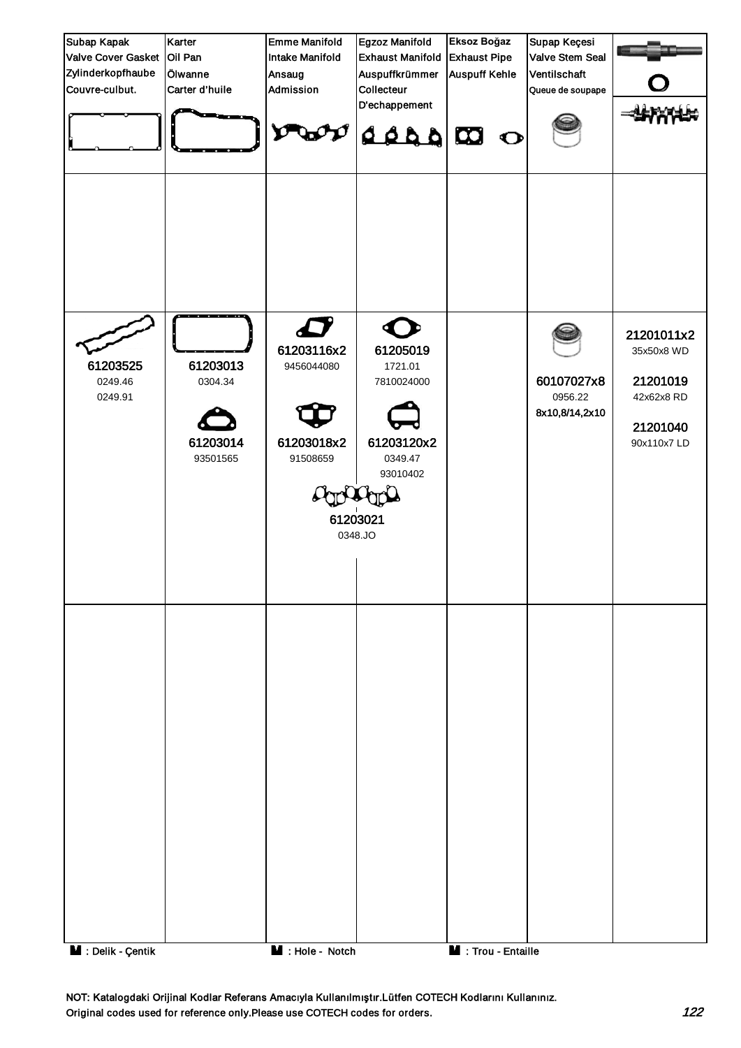| Subap Kapak<br>Valve Cover Gasket<br>Zylinderkopfhaube<br>Couvre-culbut. | Karter<br>Oil Pan<br>Ölwanne<br>Carter d'huile | Emme Manifold<br>Intake Manifold<br>Ansaug<br>Admission | Egzoz Manifold<br>Exhaust Manifold<br>Auspuffkrümmer<br>Collecteur<br>D'echappement | Eksoz Boğaz<br>Exhaust Pipe<br>Auspuff Kehle | Supap Keçesi<br>Valve Stem Seal<br>Ventilschaft<br>Queue de soupape | |
|---|---|---|---|---|---|---|
| | | | | | | |
| **61203525**<br>0249.46<br>0249.91 | **61203013**<br>0304.34<br><br>**61203014**<br>93501565 | **61203116x2**<br>9456044080<br><br>**61203018x2**<br>91508659<br><br>**61203021**<br>0348.JO | **61205019**<br>1721.01<br>7810024000<br><br>**61203120x2**<br>0349.47<br>93010402 | | **60107027x8**<br>0956.22<br>8x10,8/14,2x10 | **21201011x2**<br>35x50x8 WD<br><br>**21201019**<br>42x62x8 RD<br><br>**21201040**<br>90x110x7 LD |
| | | | | | | |

**M** : Delik - Çentik  **M** : Hole - Notch  **M** : Trou - Entaille

NOT: Katalogdaki Orijinal Kodlar Referans Amacıyla Kullanılmıştır.Lütfen COTECH Kodlarını Kullanınız.
Original codes used for reference only.Please use COTECH codes for orders.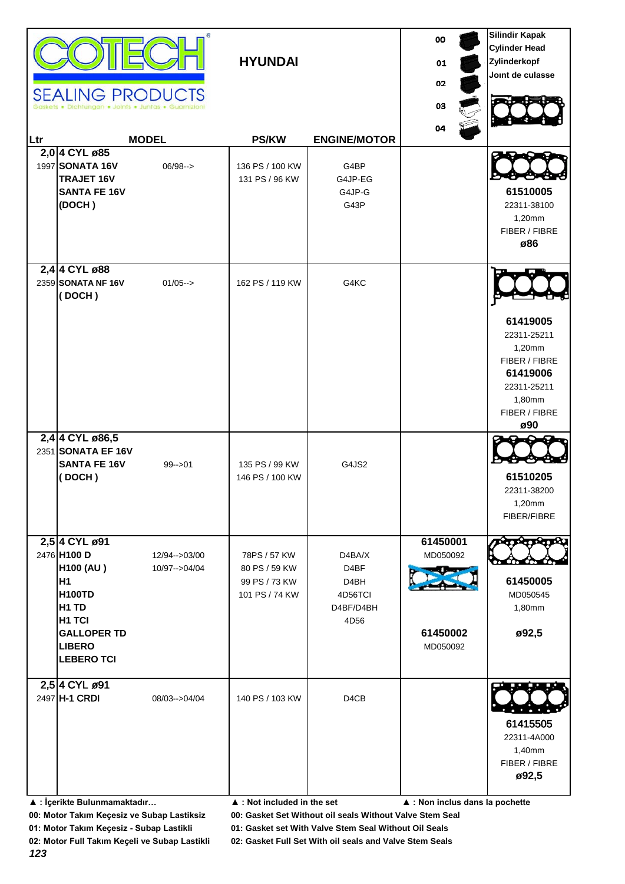**COTECH** SEALING PRODUCTS
Gaskets • Dichtungen • Joints • Juntas • Guarnizioni

## HYUNDAI

00 / 01 / 02 / 03 / 04

**Silindir Kapak**
**Cylinder Head**
**Zylinderkopf**
**Joınt de culasse**

| Ltr | MODEL | | PS/KW | ENGINE/MOTOR | | |
|---|---|---|---|---|---|---|
| **2,0** | **4 CYL ø85** | | | | | |
| 1997 | **SONATA 16V** | 06/98--> | 136 PS / 100 KW | G4BP | | **61510005** |
| | **TRAJET 16V** | | 131 PS / 96 KW | G4JP-EG | | 22311-38100 |
| | **SANTA FE 16V** | | | G4JP-G | | 1,20mm |
| | **(DOCH )** | | | G43P | | FIBER / FIBRE |
| | | | | | | **ø86** |
| **2,4** | **4 CYL ø88** | | | | | |
| 2359 | **SONATA NF 16V** | 01/05--> | 162 PS / 119 KW | G4KC | | **61419005** |
| | **( DOCH )** | | | | | 22311-25211 |
| | | | | | | 1,20mm |
| | | | | | | FIBER / FIBRE |
| | | | | | | **61419006** |
| | | | | | | 22311-25211 |
| | | | | | | 1,80mm |
| | | | | | | FIBER / FIBRE |
| | | | | | | **ø90** |
| **2,4** | **4 CYL ø86,5** | | | | | |
| 2351 | **SONATA EF 16V** | | | | | **61510205** |
| | **SANTA FE 16V** | 99-->01 | 135 PS / 99 KW | G4JS2 | | 22311-38200 |
| | **( DOCH )** | | 146 PS / 100 KW | | | 1,20mm |
| | | | | | | FIBER/FIBRE |
| **2,5** | **4 CYL ø91** | | | | **61450001** | |
| 2476 | **H100 D** | 12/94-->03/00 | 78PS / 57 KW | D4BA/X | MD050092 | **61450005** |
| | **H100 (AU )** | 10/97-->04/04 | 80 PS / 59 KW | D4BF | | MD050545 |
| | **H1** | | 99 PS / 73 KW | D4BH | | 1,80mm |
| | **H100TD** | | 101 PS / 74 KW | 4D56TCI | | **ø92,5** |
| | **H1 TD** | | | D4BF/D4BH | **61450002** | |
| | **H1 TCI** | | | 4D56 | MD050092 | |
| | **GALLOPER TD** | | | | | |
| | **LIBERO** | | | | | |
| | **LEBERO TCI** | | | | | |
| **2,5** | **4 CYL ø91** | | | | | |
| 2497 | **H-1 CRDI** | 08/03-->04/04 | 140 PS / 103 KW | D4CB | | **61415505** |
| | | | | | | 22311-4A000 |
| | | | | | | 1,40mm |
| | | | | | | FIBER / FIBRE |
| | | | | | | **ø92,5** |

**▲ : İçerikte Bulunmamaktadır…** **▲ : Not included in the set** **▲ : Non inclus dans la pochette**

**00: Motor Takım Keçesiz ve Subap Lastiksiz** **00: Gasket Set Without oil seals Without Valve Stem Seal**

**01: Motor Takım Keçesiz - Subap Lastikli** **01: Gasket set With Valve Stem Seal Without Oil Seals**

**02: Motor Full Takım Keçeli ve Subap Lastikli** **02: Gasket Full Set With oil seals and Valve Stem Seals**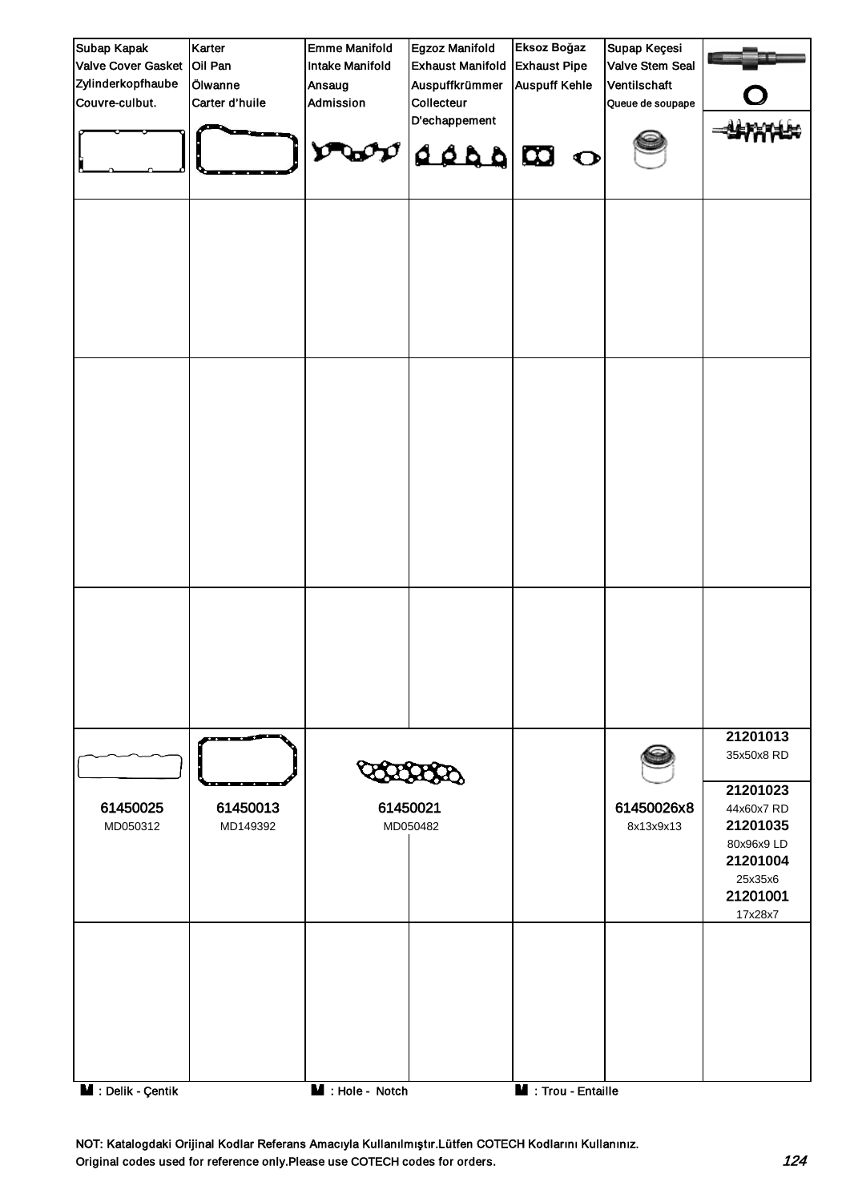| Subap Kapak<br>Valve Cover Gasket<br>Zylinderkopfhaube<br>Couvre-culbut. | Karter<br>Oil Pan<br>Ölwanne<br>Carter d'huile | Emme Manifold<br>Intake Manifold<br>Ansaug<br>Admission | Egzoz Manifold<br>Exhaust Manifold<br>Auspuffkrümmer<br>Collecteur<br>D'echappement | Eksoz Boğaz<br>Exhaust Pipe<br>Auspuff Kehle | Supap Keçesi<br>Valve Stem Seal<br>Ventilschaft<br>Queue de soupape | |
|---|---|---|---|---|---|---|
| | | | | | | |
| | | | | | | |
| | | | | | | |
| 61450025<br>MD050312 | 61450013<br>MD149392 | 61450021<br>MD050482 | | | 61450026x8<br>8x13x9x13 | 21201013<br>35x50x8 RD<br>21201023<br>44x60x7 RD<br>21201035<br>80x96x9 LD<br>21201004<br>25x35x6<br>21201001<br>17x28x7 |
| | | | | | | |

**M** : Delik - Çentik **M** : Hole - Notch **M** : Trou - Entaille

NOT: Katalogdaki Orijinal Kodlar Referans Amacıyla Kullanılmıştır.Lütfen COTECH Kodlarını Kullanınız.
Original codes used for reference only.Please use COTECH codes for orders.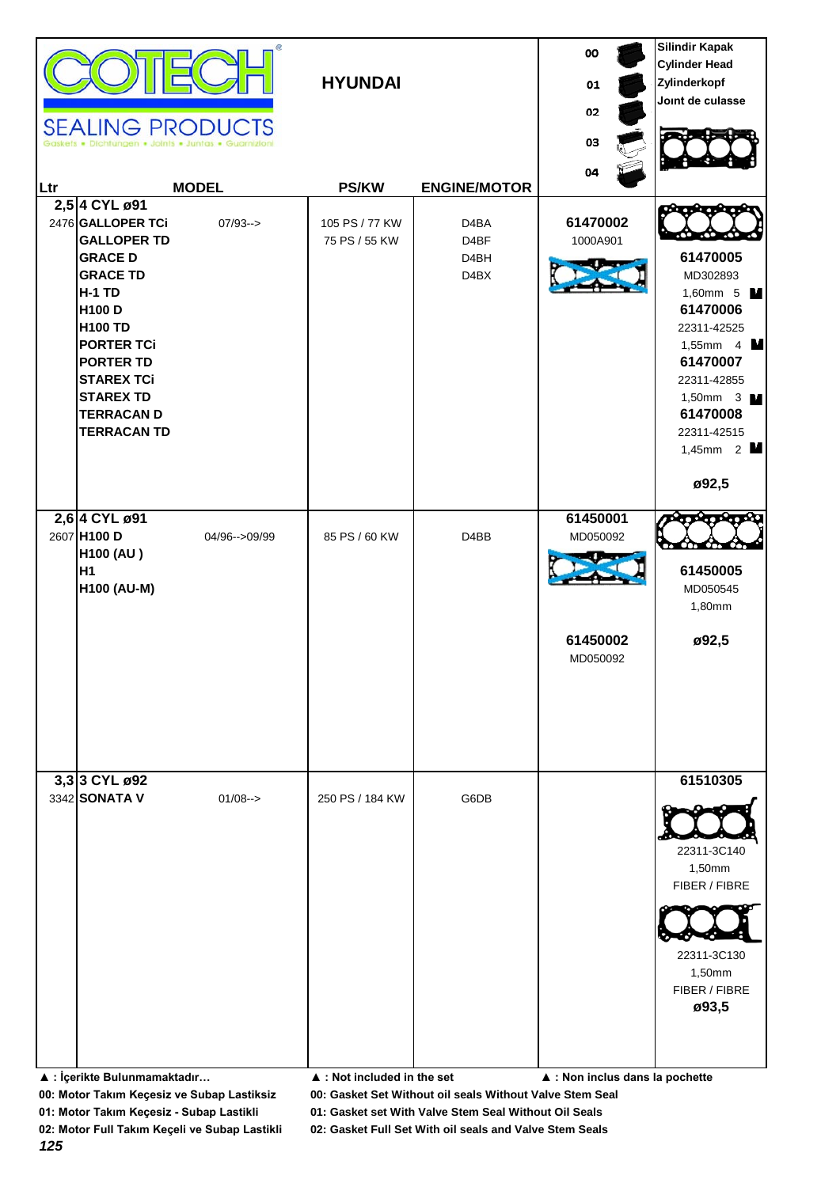**COTECH** SEALING PRODUCTS
Gaskets • Dichtungen • Joints • Juntas • Guarnizioni

## HYUNDAI

00 / 01 / 02 / 03 / 04

**Silindir Kapak**
**Cylinder Head**
**Zylinderkopf**
**Joınt de culasse**

| Ltr | MODEL | | PS/KW | ENGINE/MOTOR | 00 / 01 / 02 / 03 / 04 | Silindir Kapak / Cylinder Head |
|---|---|---|---|---|---|---|
| **2,5** | **4 CYL ø91** | | | | | |
| 2476 | **GALLOPER TCi** | 07/93--> | 105 PS / 77 KW | D4BA | **61470002** | |
| | **GALLOPER TD** | | 75 PS / 55 KW | D4BF | 1000A901 | |
| | **GRACE D** | | | D4BH | | **61470005** |
| | **GRACE TD** | | | D4BX | | MD302893 |
| | **H-1 TD** | | | | | 1,60mm 5 M |
| | **H100 D** | | | | | **61470006** |
| | **H100 TD** | | | | | 22311-42525 |
| | **PORTER TCi** | | | | | 1,55mm 4 M |
| | **PORTER TD** | | | | | **61470007** |
| | **STAREX TCi** | | | | | 22311-42855 |
| | **STAREX TD** | | | | | 1,50mm 3 M |
| | **TERRACAN D** | | | | | **61470008** |
| | **TERRACAN TD** | | | | | 22311-42515 |
| | | | | | | 1,45mm 2 M |
| | | | | | | **ø92,5** |
| **2,6** | **4 CYL ø91** | | | | **61450001** | |
| 2607 | **H100 D** | 04/96-->09/99 | 85 PS / 60 KW | D4BB | MD050092 | |
| | **H100 (AU )** | | | | | **61450005** |
| | **H1** | | | | | MD050545 |
| | **H100 (AU-M)** | | | | | 1,80mm |
| | | | | | **61450002** | **ø92,5** |
| | | | | | MD050092 | |
| **3,3** | **3 CYL ø92** | | | | | **61510305** |
| 3342 | **SONATA V** | 01/08--> | 250 PS / 184 KW | G6DB | | 22311-3C140 |
| | | | | | | 1,50mm |
| | | | | | | FIBER / FIBRE |
| | | | | | | 22311-3C130 |
| | | | | | | 1,50mm |
| | | | | | | FIBER / FIBRE |
| | | | | | | **ø93,5** |

**▲ : İçerikte Bulunmamaktadır…** | **▲ : Not included in the set** | **▲ : Non inclus dans la pochette**

**00: Motor Takım Keçesiz ve Subap Lastiksiz** | **00: Gasket Set Without oil seals Without Valve Stem Seal**

**01: Motor Takım Keçesiz - Subap Lastikli** | **01: Gasket set With Valve Stem Seal Without Oil Seals**

**02: Motor Full Takım Keçeli ve Subap Lastikli** | **02: Gasket Full Set With oil seals and Valve Stem Seals**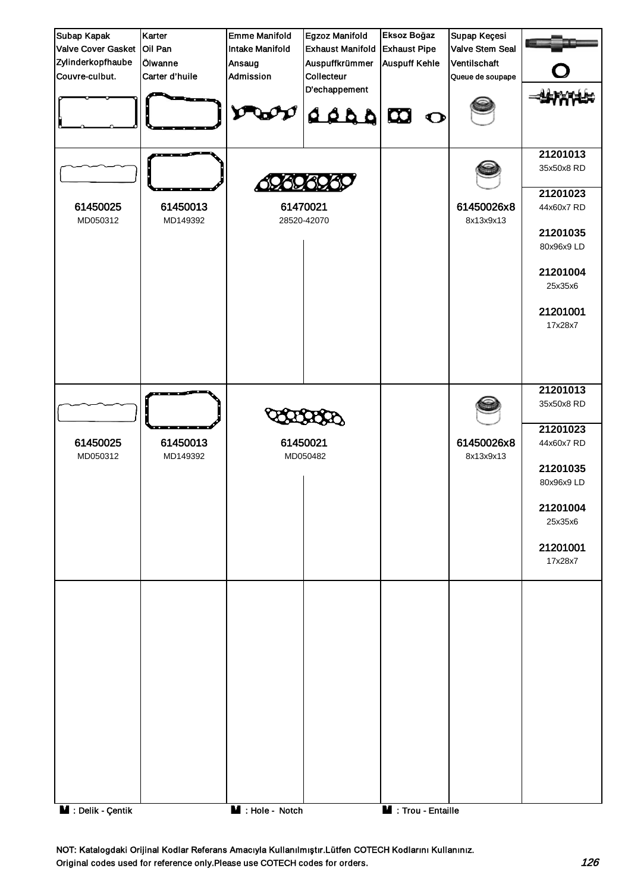| Subap Kapak<br>Valve Cover Gasket<br>Zylinderkopfhaube<br>Couvre-culbut. | Karter<br>Oil Pan<br>Ölwanne<br>Carter d'huile | Emme Manifold<br>Intake Manifold<br>Ansaug<br>Admission | Egzoz Manifold<br>Exhaust Manifold<br>Auspuffkrümmer<br>Collecteur<br>D'echappement | Eksoz Boğaz<br>Exhaust Pipe<br>Auspuff Kehle | Supap Keçesi<br>Valve Stem Seal<br>Ventilschaft<br>Queue de soupape | |
|---|---|---|---|---|---|---|
| 61450025<br>MD050312 | 61450013<br>MD149392 | 61470021<br>28520-42070 | | | 61450026x8<br>8x13x9x13 | 21201013<br>35x50x8 RD<br>21201023<br>44x60x7 RD<br>21201035<br>80x96x9 LD<br>21201004<br>25x35x6<br>21201001<br>17x28x7 |
| 61450025<br>MD050312 | 61450013<br>MD149392 | 61450021<br>MD050482 | | | 61450026x8<br>8x13x9x13 | 21201013<br>35x50x8 RD<br>21201023<br>44x60x7 RD<br>21201035<br>80x96x9 LD<br>21201004<br>25x35x6<br>21201001<br>17x28x7 |
| | | | | | | |

: Delik - Çentik    : Hole - Notch    : Trou - Entaille

NOT: Katalogdaki Orijinal Kodlar Referans Amacıyla Kullanılmıştır.Lütfen COTECH Kodlarını Kullanınız.
Original codes used for reference only.Please use COTECH codes for orders.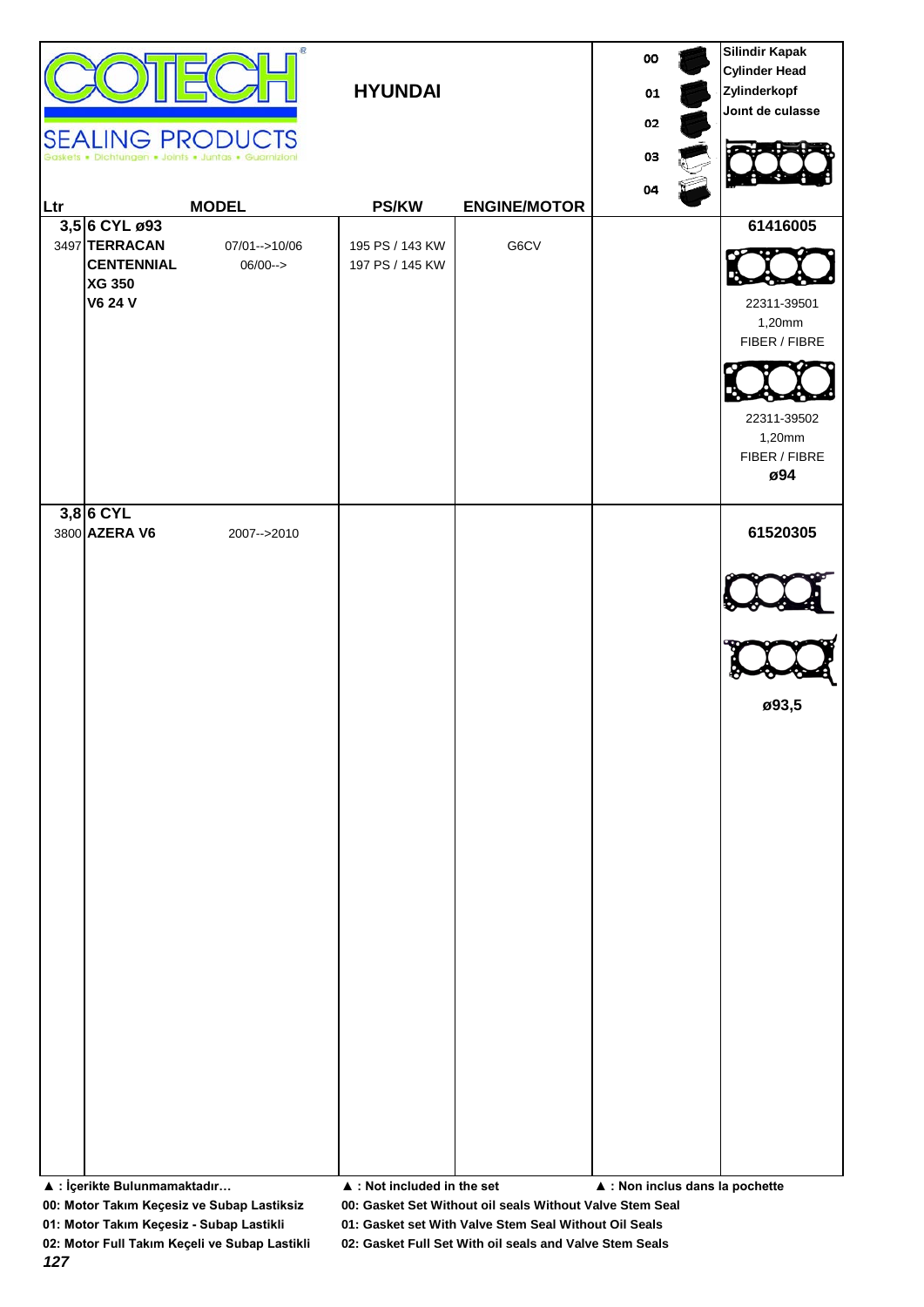COTECH® SEALING PRODUCTS
Gaskets • Dichtungen • Joints • Juntas • Guarnizioni

## HYUNDAI

00
01
02
03
04

Silindir Kapak
Cylinder Head
Zylinderkopf
Joınt de culasse

| Ltr | MODEL | | PS/KW | ENGINE/MOTOR | | |
|---|---|---|---|---|---|---|
| 3,5 | **6 CYL ø93** | | | | | **61416005** |
| 3497 | **TERRACAN** | 07/01-->10/06 | 195 PS / 143 KW | G6CV | | |
| | **CENTENNIAL** | 06/00--> | 197 PS / 145 KW | | | |
| | **XG 350** | | | | | |
| | **V6 24 V** | | | | | 22311-39501<br>1,20mm<br>FIBER / FIBRE |
| | | | | | | 22311-39502<br>1,20mm<br>FIBER / FIBRE<br>**ø94** |
| 3,8 | **6 CYL** | | | | | |
| 3800 | **AZERA V6** | 2007-->2010 | | | | **61520305** |
| | | | | | | **ø93,5** |

▲ : İçerikte Bulunmamaktadır…
▲ : Not included in the set
▲ : Non inclus dans la pochette

**00: Motor Takım Keçesiz ve Subap Lastiksiz**
**01: Motor Takım Keçesiz - Subap Lastikli**
**02: Motor Full Takım Keçeli ve Subap Lastikli**

**00: Gasket Set Without oil seals Without Valve Stem Seal**
**01: Gasket set With Valve Stem Seal Without Oil Seals**
**02: Gasket Full Set With oil seals and Valve Stem Seals**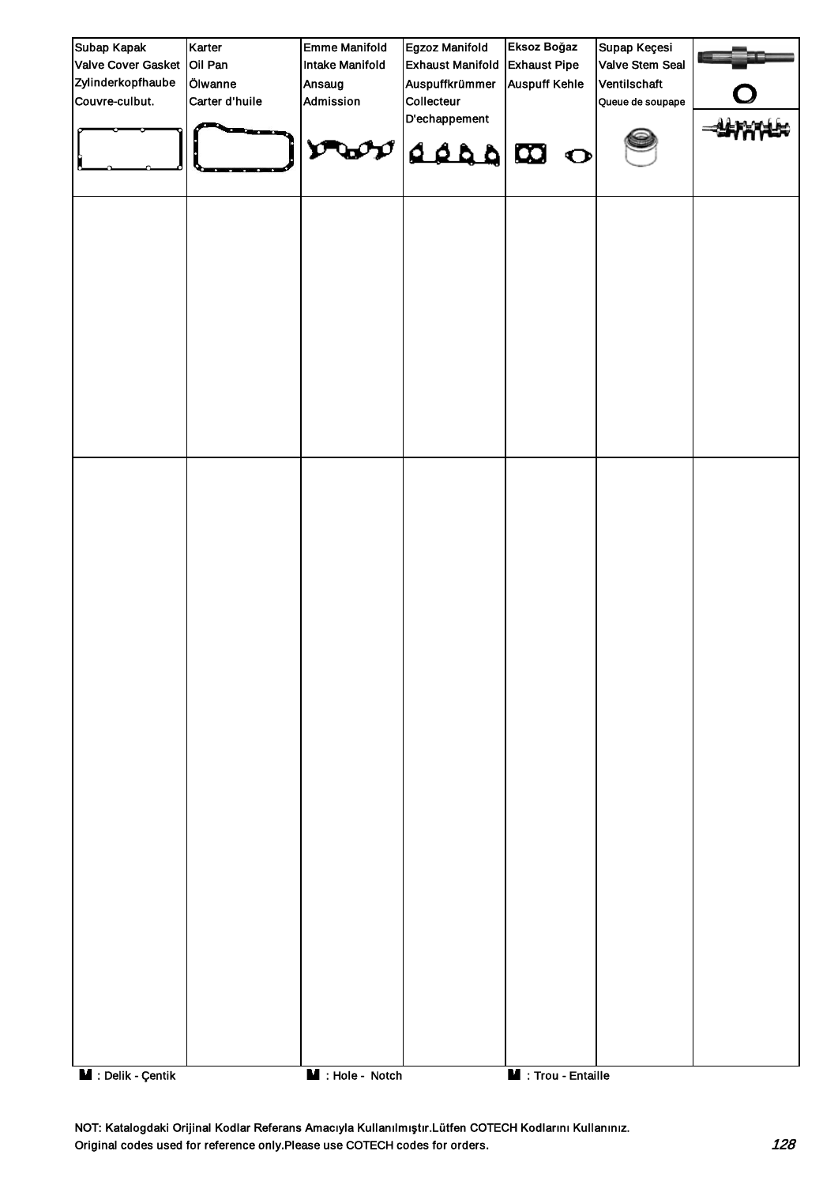| Subap Kapak<br>Valve Cover Gasket<br>Zylinderkopfhaube<br>Couvre-culbut. | Karter<br>Oil Pan<br>Ölwanne<br>Carter d'huile | Emme Manifold<br>Intake Manifold<br>Ansaug<br>Admission | Egzoz Manifold<br>Exhaust Manifold<br>Auspuffkrümmer<br>Collecteur<br>D'echappement | Eksoz Boğaz<br>Exhaust Pipe<br>Auspuff Kehle | Supap Keçesi<br>Valve Stem Seal<br>Ventilschaft<br>Queue de soupape | |
|---|---|---|---|---|---|---|
| | | | | | | |
| | | | | | | |

: Delik - Çentik : Hole - Notch : Trou - Entaille

NOT: Katalogdaki Orijinal Kodlar Referans Amacıyla Kullanılmıştır.Lütfen COTECH Kodlarını Kullanınız.
Original codes used for reference only.Please use COTECH codes for orders.